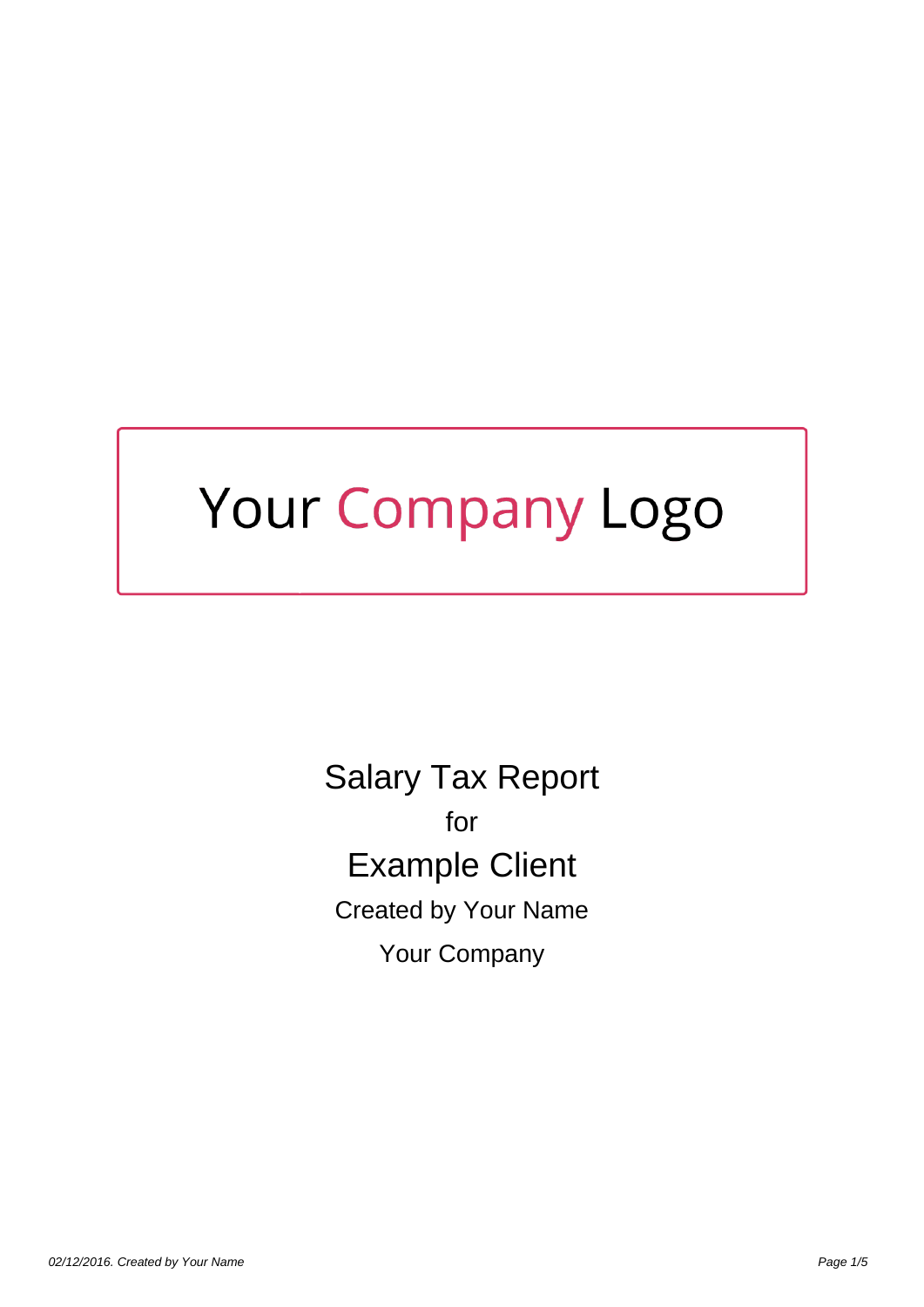Your Company Logo

# Salary Tax Report

for

## Example Client

Created by Your Name

Your Company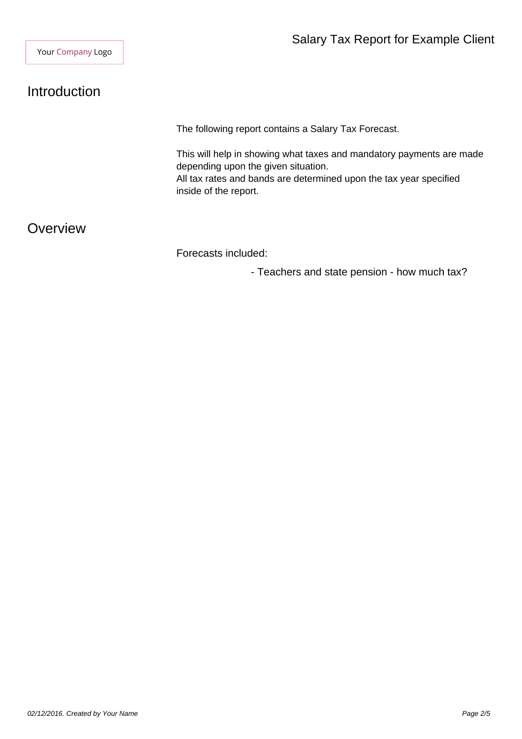Your Company Logo

# Salary Tax Report for Example Client

## Introduction

The following report contains a Salary Tax Forecast.

This will help in showing what taxes and mandatory payments are made depending upon the given situation.
All tax rates and bands are determined upon the tax year specified inside of the report.

## Overview

Forecasts included:

- Teachers and state pension - how much tax?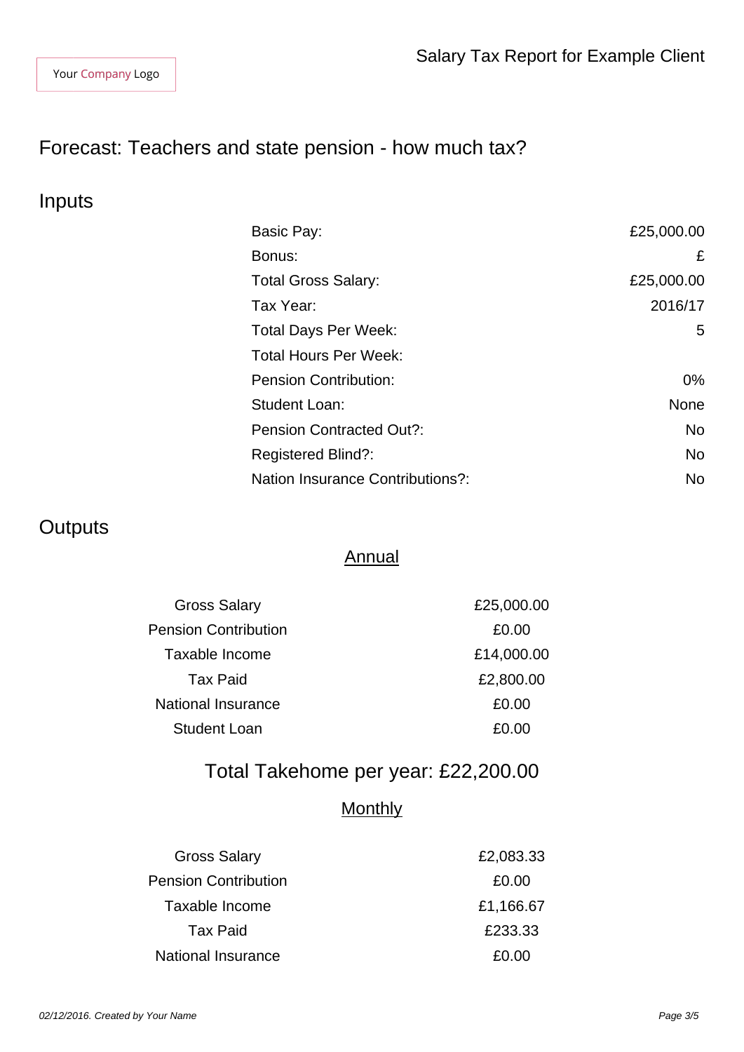Your Company Logo

Salary Tax Report for Example Client

# Forecast: Teachers and state pension - how much tax?

## Inputs

| | |
|---|---|
| Basic Pay: | £25,000.00 |
| Bonus: | £ |
| Total Gross Salary: | £25,000.00 |
| Tax Year: | 2016/17 |
| Total Days Per Week: | 5 |
| Total Hours Per Week: | |
| Pension Contribution: | 0% |
| Student Loan: | None |
| Pension Contracted Out?: | No |
| Registered Blind?: | No |
| Nation Insurance Contributions?: | No |

## Outputs

### Annual

| | |
|---|---|
| Gross Salary | £25,000.00 |
| Pension Contribution | £0.00 |
| Taxable Income | £14,000.00 |
| Tax Paid | £2,800.00 |
| National Insurance | £0.00 |
| Student Loan | £0.00 |

### Total Takehome per year: £22,200.00

### Monthly

| | |
|---|---|
| Gross Salary | £2,083.33 |
| Pension Contribution | £0.00 |
| Taxable Income | £1,166.67 |
| Tax Paid | £233.33 |
| National Insurance | £0.00 |

*02/12/2016. Created by Your Name*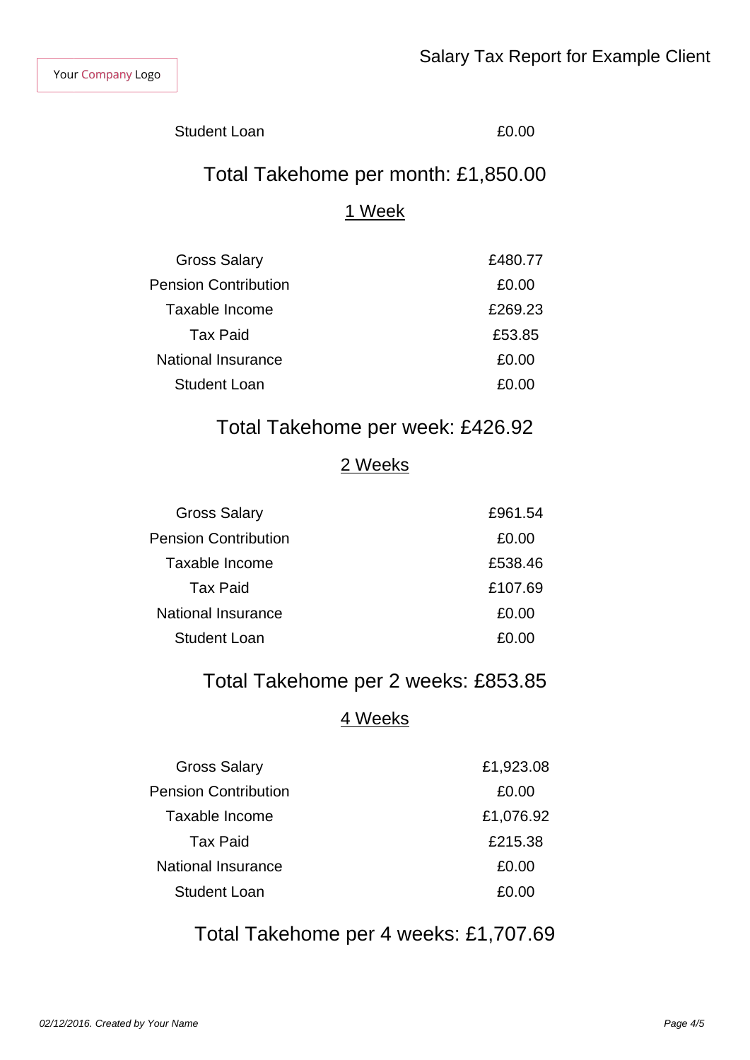| | |
|---|---|
| Student Loan | £0.00 |

## Total Takehome per month: £1,850.00

### 1 Week

| | |
|---|---|
| Gross Salary | £480.77 |
| Pension Contribution | £0.00 |
| Taxable Income | £269.23 |
| Tax Paid | £53.85 |
| National Insurance | £0.00 |
| Student Loan | £0.00 |

## Total Takehome per week: £426.92

### 2 Weeks

| | |
|---|---|
| Gross Salary | £961.54 |
| Pension Contribution | £0.00 |
| Taxable Income | £538.46 |
| Tax Paid | £107.69 |
| National Insurance | £0.00 |
| Student Loan | £0.00 |

## Total Takehome per 2 weeks: £853.85

### 4 Weeks

| | |
|---|---|
| Gross Salary | £1,923.08 |
| Pension Contribution | £0.00 |
| Taxable Income | £1,076.92 |
| Tax Paid | £215.38 |
| National Insurance | £0.00 |
| Student Loan | £0.00 |

## Total Takehome per 4 weeks: £1,707.69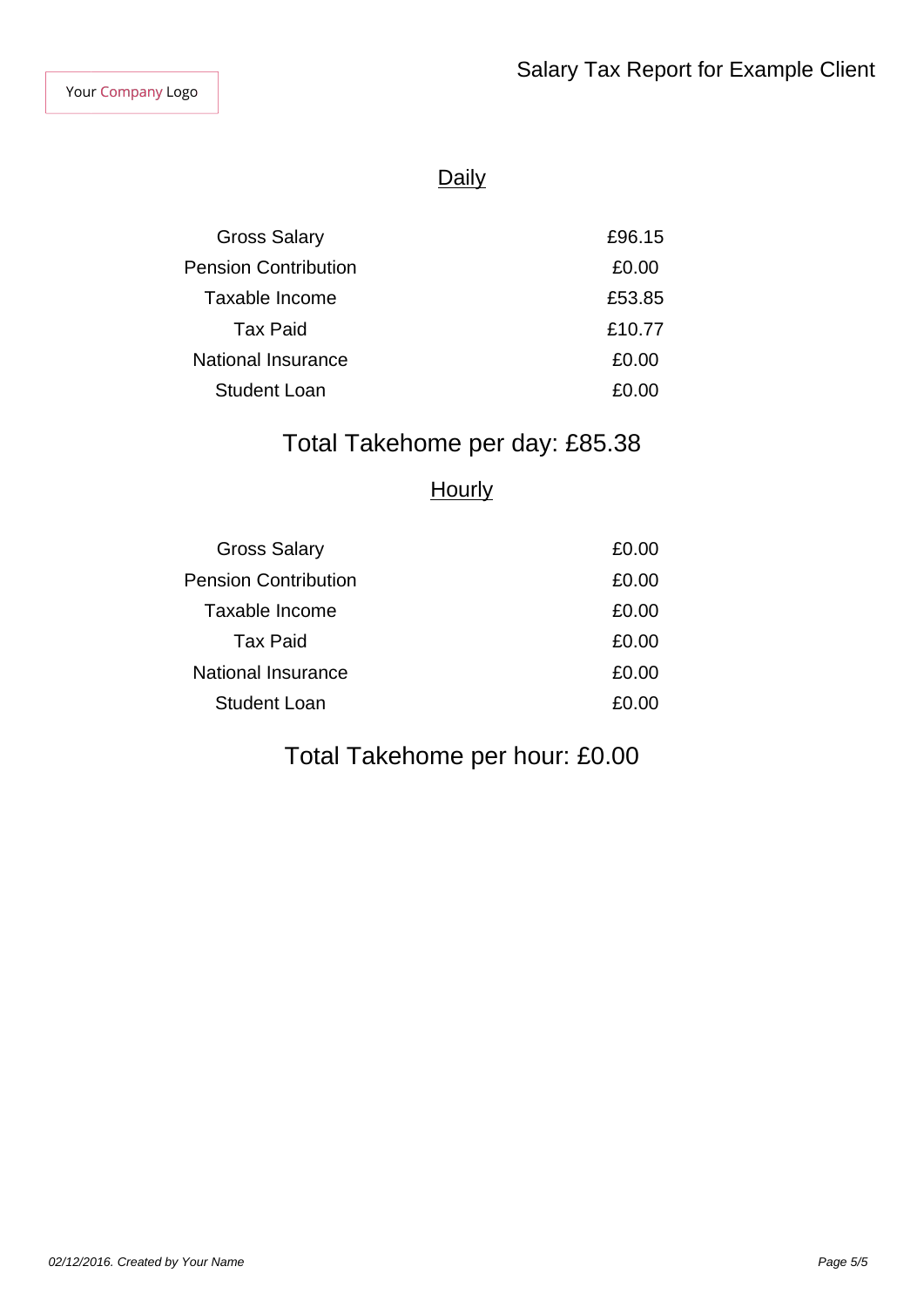## Daily

| | |
|---|---|
| Gross Salary | £96.15 |
| Pension Contribution | £0.00 |
| Taxable Income | £53.85 |
| Tax Paid | £10.77 |
| National Insurance | £0.00 |
| Student Loan | £0.00 |

## Total Takehome per day: £85.38

## Hourly

| | |
|---|---|
| Gross Salary | £0.00 |
| Pension Contribution | £0.00 |
| Taxable Income | £0.00 |
| Tax Paid | £0.00 |
| National Insurance | £0.00 |
| Student Loan | £0.00 |

## Total Takehome per hour: £0.00